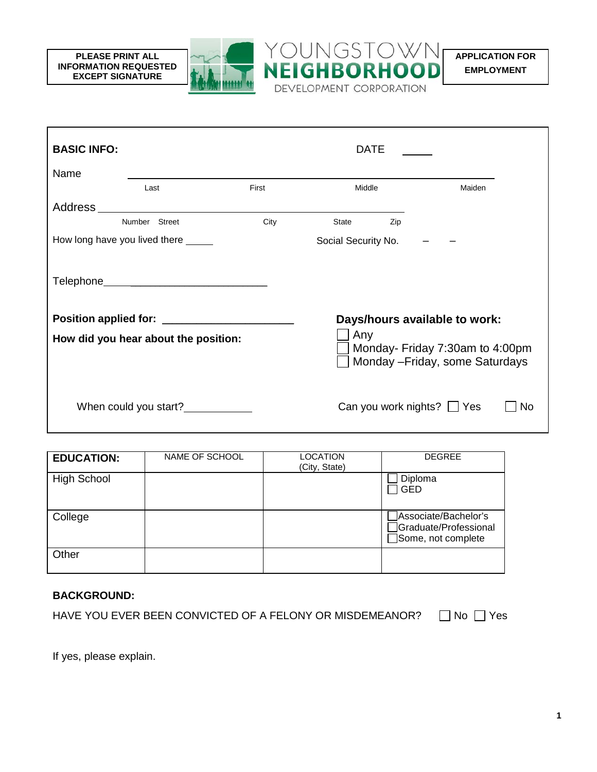**PLEASE PRINT ALL INFORMATION REQUESTED EXCEPT SIGNATURE**

YOUNGSTOWN **NEIGHBORHOOD** DEVELOPMENT CORPORATION

**APPLICATION FOR EMPLOYMENT**

**BASIC INFO:**

DATE \_\_\_\_\_

Name \_\_\_\_\_\_\_\_\_\_\_\_\_\_\_\_\_\_\_\_\_\_\_\_\_\_\_\_\_\_\_\_\_\_\_\_\_\_\_\_\_\_\_\_\_\_\_\_\_\_\_\_\_\_\_\_\_\_
Last First Middle Maiden

Address \_\_\_\_\_\_\_\_\_\_\_\_\_\_\_\_\_\_\_\_\_\_\_\_\_\_\_\_\_\_\_\_\_\_\_\_\_\_\_\_\_\_\_\_\_\_\_\_\_\_
Number Street City State Zip

How long have you lived there \_\_\_\_\_

Social Security No. – –

Telephone\_\_\_\_\_\_\_\_\_\_\_\_\_\_\_\_\_\_\_\_\_\_\_\_\_\_\_\_\_\_

**Position applied for:** \_\_\_\_\_\_\_\_\_\_\_\_\_\_\_\_\_\_\_\_\_\_\_\_

**How did you hear about the position:**

**Days/hours available to work:**

- ☐ Any
- ☐ Monday- Friday 7:30am to 4:00pm
- ☐ Monday –Friday, some Saturdays

When could you start?\_\_\_\_\_\_\_\_\_\_\_\_

Can you work nights? ☐ Yes ☐ No

| **EDUCATION:** | NAME OF SCHOOL | LOCATION (City, State) | DEGREE |
|---|---|---|---|
| High School | | | ☐ Diploma<br>☐ GED |
| College | | | ☐Associate/Bachelor's<br>☐Graduate/Professional<br>☐Some, not complete |
| Other | | | |

**BACKGROUND:**

HAVE YOU EVER BEEN CONVICTED OF A FELONY OR MISDEMEANOR? ☐ No ☐ Yes

If yes, please explain.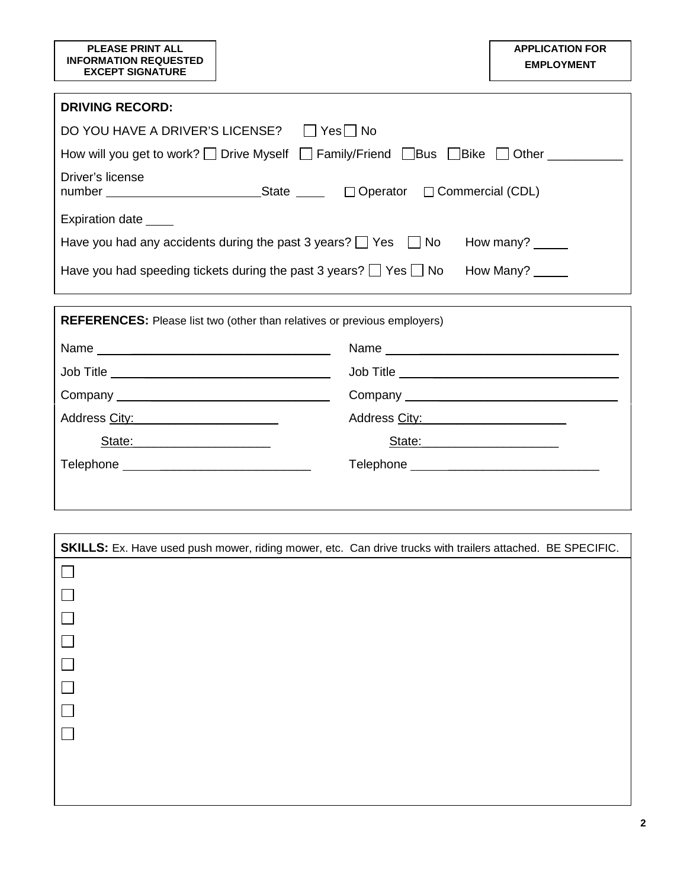**PLEASE PRINT ALL INFORMATION REQUESTED EXCEPT SIGNATURE**

**APPLICATION FOR EMPLOYMENT**

## DRIVING RECORD:

DO YOU HAVE A DRIVER'S LICENSE? ☐ Yes ☐ No

How will you get to work? ☐ Drive Myself ☐ Family/Friend ☐ Bus ☐ Bike ☐ Other ___________

Driver's license number _______________________ State _____ ☐ Operator ☐ Commercial (CDL)

Expiration date ____

Have you had any accidents during the past 3 years? ☐ Yes ☐ No How many? _____

Have you had speeding tickets during the past 3 years? ☐ Yes ☐ No How Many? _____

## REFERENCES: Please list two (other than relatives or previous employers)

| | |
|---|---|
| Name ______________________________ | Name ______________________________ |
| Job Title ____________________________ | Job Title ____________________________ |
| Company ____________________________ | Company ____________________________ |
| Address City: ____________________ | Address City: ____________________ |
| State: ____________________ | State: ____________________ |
| Telephone __________________________ | Telephone __________________________ |

## SKILLS: Ex. Have used push mower, riding mower, etc. Can drive trucks with trailers attached. BE SPECIFIC.

☐

☐

☐

☐

☐

☐

☐

☐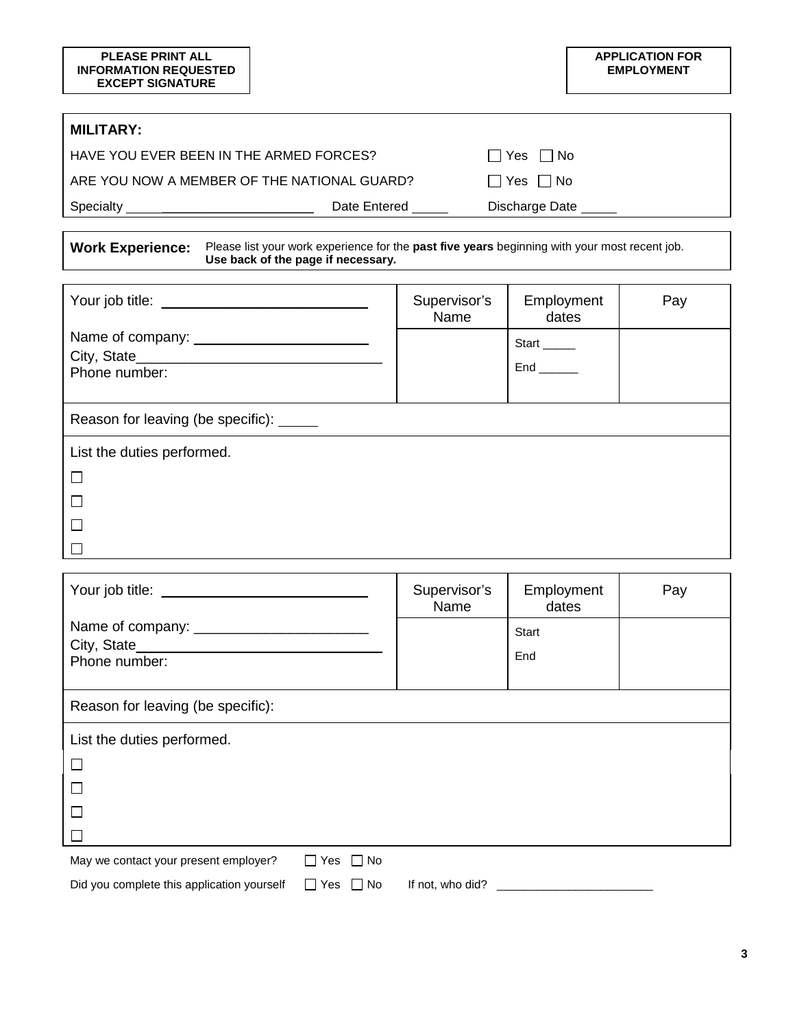**PLEASE PRINT ALL INFORMATION REQUESTED EXCEPT SIGNATURE**

**APPLICATION FOR EMPLOYMENT**

## MILITARY:

HAVE YOU EVER BEEN IN THE ARMED FORCES? ☐ Yes ☐ No

ARE YOU NOW A MEMBER OF THE NATIONAL GUARD? ☐ Yes ☐ No

Specialty ______________________ Date Entered _____ Discharge Date _____

**Work Experience:** Please list your work experience for the **past five years** beginning with your most recent job. **Use back of the page if necessary.**

| Your job title: ________________________ | Supervisor's Name | Employment dates | Pay |
|---|---|---|---|
| Name of company: ______________________<br>City, State_______________________________<br>Phone number: | | Start _____<br>End ______ | |

Reason for leaving (be specific): _____

List the duties performed.

☐

☐

☐

☐

| Your job title: ________________________ | Supervisor's Name | Employment dates | Pay |
|---|---|---|---|
| Name of company: ______________________<br>City, State_______________________________<br>Phone number: | | Start<br>End | |

Reason for leaving (be specific):

List the duties performed.

☐

☐

☐

☐

May we contact your present employer? ☐ Yes ☐ No

Did you complete this application yourself ☐ Yes ☐ No If not, who did? ________________________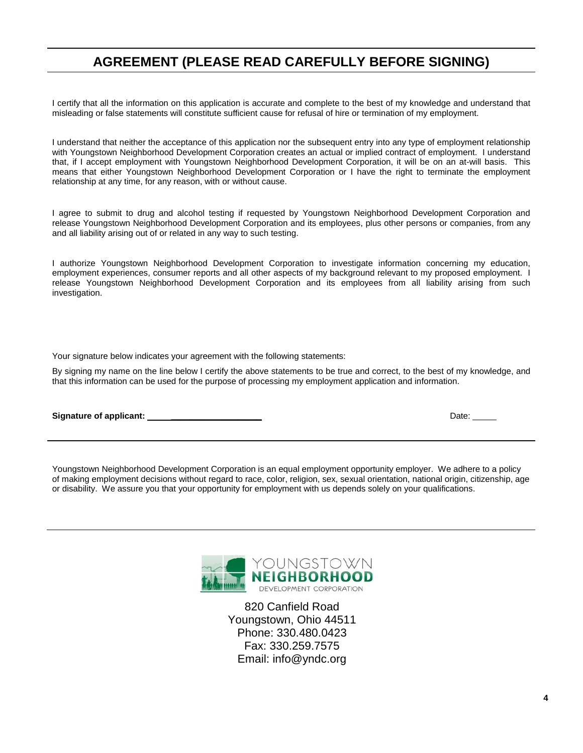# AGREEMENT (PLEASE READ CAREFULLY BEFORE SIGNING)

I certify that all the information on this application is accurate and complete to the best of my knowledge and understand that misleading or false statements will constitute sufficient cause for refusal of hire or termination of my employment.

I understand that neither the acceptance of this application nor the subsequent entry into any type of employment relationship with Youngstown Neighborhood Development Corporation creates an actual or implied contract of employment. I understand that, if I accept employment with Youngstown Neighborhood Development Corporation, it will be on an at-will basis. This means that either Youngstown Neighborhood Development Corporation or I have the right to terminate the employment relationship at any time, for any reason, with or without cause.

I agree to submit to drug and alcohol testing if requested by Youngstown Neighborhood Development Corporation and release Youngstown Neighborhood Development Corporation and its employees, plus other persons or companies, from any and all liability arising out of or related in any way to such testing.

I authorize Youngstown Neighborhood Development Corporation to investigate information concerning my education, employment experiences, consumer reports and all other aspects of my background relevant to my proposed employment. I release Youngstown Neighborhood Development Corporation and its employees from all liability arising from such investigation.

Your signature below indicates your agreement with the following statements:

By signing my name on the line below I certify the above statements to be true and correct, to the best of my knowledge, and that this information can be used for the purpose of processing my employment application and information.

**Signature of applicant:** ______________________ Date: _____

Youngstown Neighborhood Development Corporation is an equal employment opportunity employer. We adhere to a policy of making employment decisions without regard to race, color, religion, sex, sexual orientation, national origin, citizenship, age or disability. We assure you that your opportunity for employment with us depends solely on your qualifications.

YOUNGSTOWN NEIGHBORHOOD DEVELOPMENT CORPORATION

820 Canfield Road
Youngstown, Ohio 44511
Phone: 330.480.0423
Fax: 330.259.7575
Email: info@yndc.org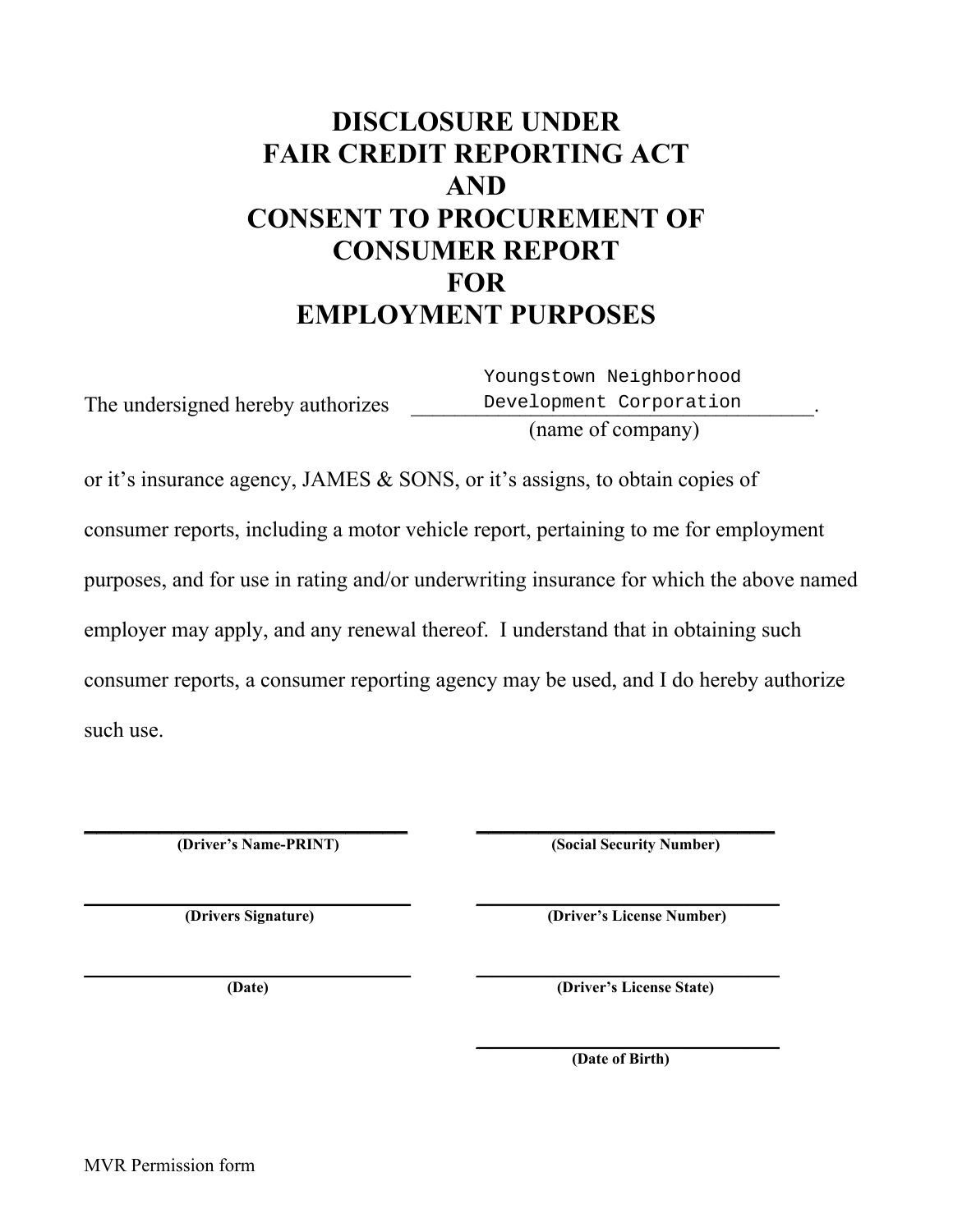# DISCLOSURE UNDER FAIR CREDIT REPORTING ACT AND CONSENT TO PROCUREMENT OF CONSUMER REPORT FOR EMPLOYMENT PURPOSES

The undersigned hereby authorizes Youngstown Neighborhood Development Corporation.
(name of company)

or it's insurance agency, JAMES & SONS, or it's assigns, to obtain copies of consumer reports, including a motor vehicle report, pertaining to me for employment purposes, and for use in rating and/or underwriting insurance for which the above named employer may apply, and any renewal thereof. I understand that in obtaining such consumer reports, a consumer reporting agency may be used, and I do hereby authorize such use.

| | |
|---|---|
| ______________________________ | ______________________________ |
| **(Driver's Name-PRINT)** | **(Social Security Number)** |
| ______________________________ | ______________________________ |
| **(Drivers Signature)** | **(Driver's License Number)** |
| ______________________________ | ______________________________ |
| **(Date)** | **(Driver's License State)** |
| | ______________________________ |
| | **(Date of Birth)** |

MVR Permission form